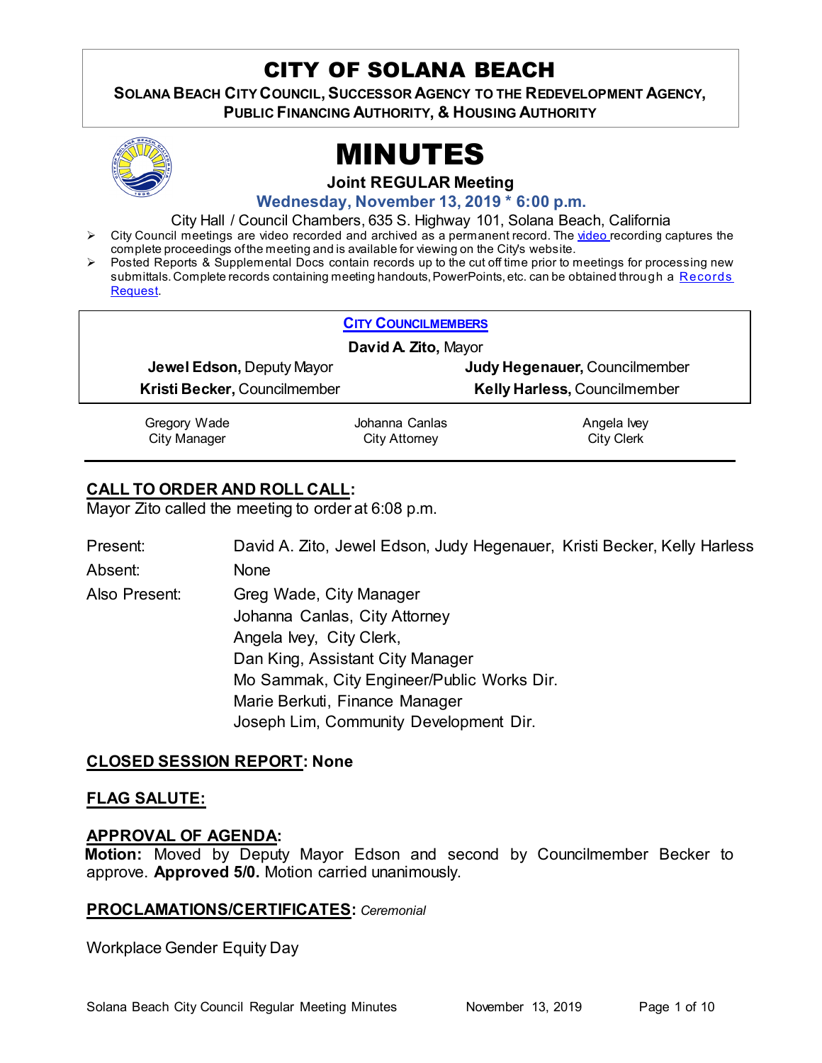# CITY OF SOLANA BEACH

**SOLANA BEACH CITY COUNCIL, SUCCESSOR AGENCY TO THE REDEVELOPMENT AGENCY, PUBLIC FINANCING AUTHORITY, & HOUSING AUTHORITY**

# MINUTES

**Joint REGULAR Meeting**

**Wednesday, November 13, 2019 * 6:00 p.m.**

City Hall / Council Chambers, 635 S. Highway 101, Solana Beach, California

- City Council meetings are video recorded and archived as a permanent record. The video recording captures the complete proceedings of the meeting and is available for viewing on the City's website.
- Posted Reports & Supplemental Docs contain records up to the cut off time prior to meetings for processing new submittals. Complete records containing meeting handouts, PowerPoints, etc. can be obtained through a Records Request.

**CITY COUNCILMEMBERS**

**David A. Zito,** Mayor

**Jewel Edson,** Deputy Mayor

**Judy Hegenauer,** Councilmember

**Kristi Becker,** Councilmember

**Kelly Harless,** Councilmember

| Gregory Wade | Johanna Canlas | Angela Ivey |
|---|---|---|
| City Manager | City Attorney | City Clerk |

## CALL TO ORDER AND ROLL CALL:

Mayor Zito called the meeting to order at 6:08 p.m.

Present: David A. Zito, Jewel Edson, Judy Hegenauer, Kristi Becker, Kelly Harless

Absent: None

Also Present:
Greg Wade, City Manager
Johanna Canlas, City Attorney
Angela Ivey, City Clerk,
Dan King, Assistant City Manager
Mo Sammak, City Engineer/Public Works Dir.
Marie Berkuti, Finance Manager
Joseph Lim, Community Development Dir.

## CLOSED SESSION REPORT: None

## FLAG SALUTE:

## APPROVAL OF AGENDA:

**Motion:** Moved by Deputy Mayor Edson and second by Councilmember Becker to approve. **Approved 5/0.** Motion carried unanimously.

## PROCLAMATIONS/CERTIFICATES: *Ceremonial*

Workplace Gender Equity Day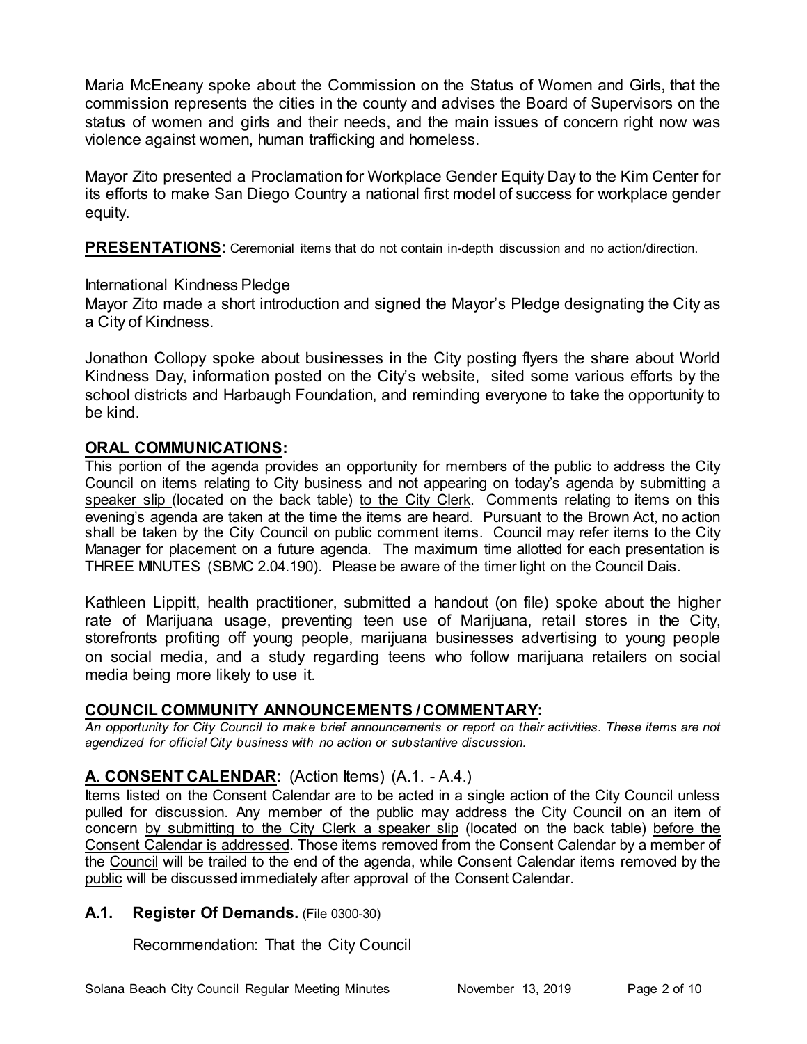Maria McEneany spoke about the Commission on the Status of Women and Girls, that the commission represents the cities in the county and advises the Board of Supervisors on the status of women and girls and their needs, and the main issues of concern right now was violence against women, human trafficking and homeless.

Mayor Zito presented a Proclamation for Workplace Gender Equity Day to the Kim Center for its efforts to make San Diego Country a national first model of success for workplace gender equity.

**PRESENTATIONS:** Ceremonial items that do not contain in-depth discussion and no action/direction.

International Kindness Pledge
Mayor Zito made a short introduction and signed the Mayor's Pledge designating the City as a City of Kindness.

Jonathon Collopy spoke about businesses in the City posting flyers the share about World Kindness Day, information posted on the City's website, sited some various efforts by the school districts and Harbaugh Foundation, and reminding everyone to take the opportunity to be kind.

## ORAL COMMUNICATIONS:

This portion of the agenda provides an opportunity for members of the public to address the City Council on items relating to City business and not appearing on today's agenda by submitting a speaker slip (located on the back table) to the City Clerk. Comments relating to items on this evening's agenda are taken at the time the items are heard. Pursuant to the Brown Act, no action shall be taken by the City Council on public comment items. Council may refer items to the City Manager for placement on a future agenda. The maximum time allotted for each presentation is THREE MINUTES (SBMC 2.04.190). Please be aware of the timer light on the Council Dais.

Kathleen Lippitt, health practitioner, submitted a handout (on file) spoke about the higher rate of Marijuana usage, preventing teen use of Marijuana, retail stores in the City, storefronts profiting off young people, marijuana businesses advertising to young people on social media, and a study regarding teens who follow marijuana retailers on social media being more likely to use it.

## COUNCIL COMMUNITY ANNOUNCEMENTS / COMMENTARY:

*An opportunity for City Council to make brief announcements or report on their activities. These items are not agendized for official City business with no action or substantive discussion.*

## A. CONSENT CALENDAR: (Action Items) (A.1. - A.4.)

Items listed on the Consent Calendar are to be acted in a single action of the City Council unless pulled for discussion. Any member of the public may address the City Council on an item of concern by submitting to the City Clerk a speaker slip (located on the back table) before the Consent Calendar is addressed. Those items removed from the Consent Calendar by a member of the Council will be trailed to the end of the agenda, while Consent Calendar items removed by the public will be discussed immediately after approval of the Consent Calendar.

### A.1. Register Of Demands. (File 0300-30)

Recommendation: That the City Council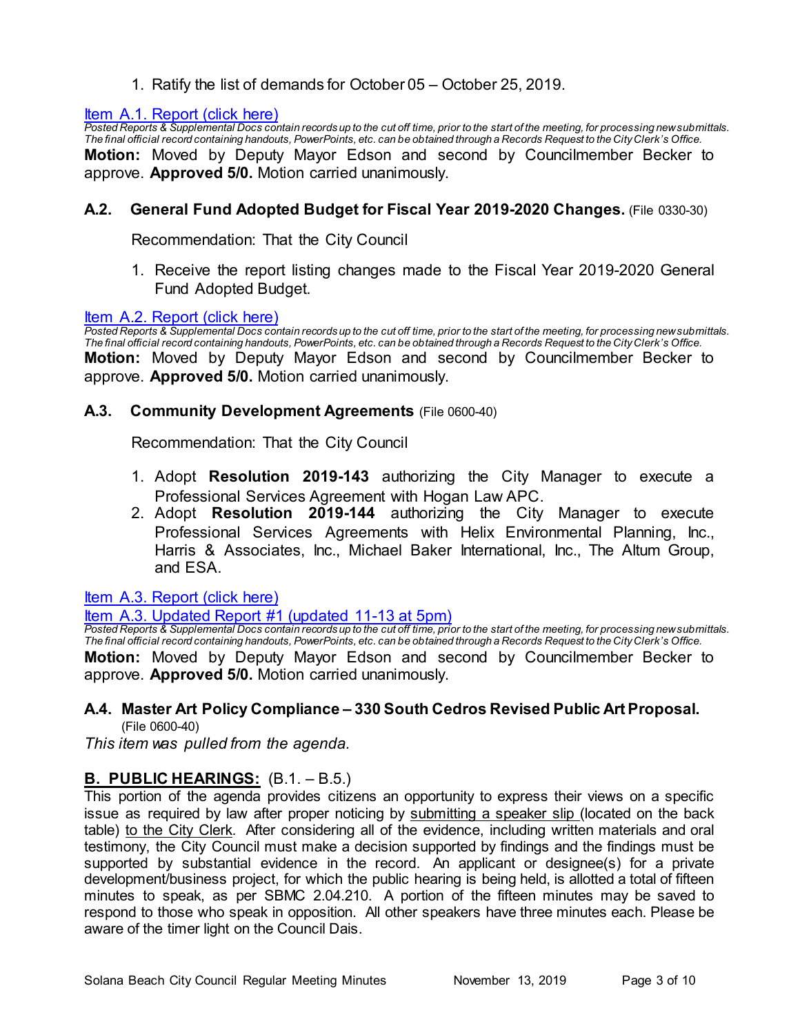1. Ratify the list of demands for October 05 – October 25, 2019.

Item A.1. Report (click here)

*Posted Reports & Supplemental Docs contain records up to the cut off time, prior to the start of the meeting, for processing new submittals. The final official record containing handouts, PowerPoints, etc. can be obtained through a Records Request to the City Clerk's Office.*

**Motion:** Moved by Deputy Mayor Edson and second by Councilmember Becker to approve. **Approved 5/0.** Motion carried unanimously.

### A.2. General Fund Adopted Budget for Fiscal Year 2019-2020 Changes. (File 0330-30)

Recommendation: That the City Council

1. Receive the report listing changes made to the Fiscal Year 2019-2020 General Fund Adopted Budget.

Item A.2. Report (click here)

*Posted Reports & Supplemental Docs contain records up to the cut off time, prior to the start of the meeting, for processing new submittals. The final official record containing handouts, PowerPoints, etc. can be obtained through a Records Request to the City Clerk's Office.*

**Motion:** Moved by Deputy Mayor Edson and second by Councilmember Becker to approve. **Approved 5/0.** Motion carried unanimously.

### A.3. Community Development Agreements (File 0600-40)

Recommendation: That the City Council

1. Adopt **Resolution 2019-143** authorizing the City Manager to execute a Professional Services Agreement with Hogan Law APC.
2. Adopt **Resolution 2019-144** authorizing the City Manager to execute Professional Services Agreements with Helix Environmental Planning, Inc., Harris & Associates, Inc., Michael Baker International, Inc., The Altum Group, and ESA.

Item A.3. Report (click here)

Item A.3. Updated Report #1 (updated 11-13 at 5pm)

*Posted Reports & Supplemental Docs contain records up to the cut off time, prior to the start of the meeting, for processing new submittals. The final official record containing handouts, PowerPoints, etc. can be obtained through a Records Request to the City Clerk's Office.*

**Motion:** Moved by Deputy Mayor Edson and second by Councilmember Becker to approve. **Approved 5/0.** Motion carried unanimously.

### A.4. Master Art Policy Compliance – 330 South Cedros Revised Public Art Proposal. (File 0600-40)

*This item was pulled from the agenda.*

## B. PUBLIC HEARINGS: (B.1. – B.5.)

This portion of the agenda provides citizens an opportunity to express their views on a specific issue as required by law after proper noticing by submitting a speaker slip (located on the back table) to the City Clerk. After considering all of the evidence, including written materials and oral testimony, the City Council must make a decision supported by findings and the findings must be supported by substantial evidence in the record. An applicant or designee(s) for a private development/business project, for which the public hearing is being held, is allotted a total of fifteen minutes to speak, as per SBMC 2.04.210. A portion of the fifteen minutes may be saved to respond to those who speak in opposition. All other speakers have three minutes each. Please be aware of the timer light on the Council Dais.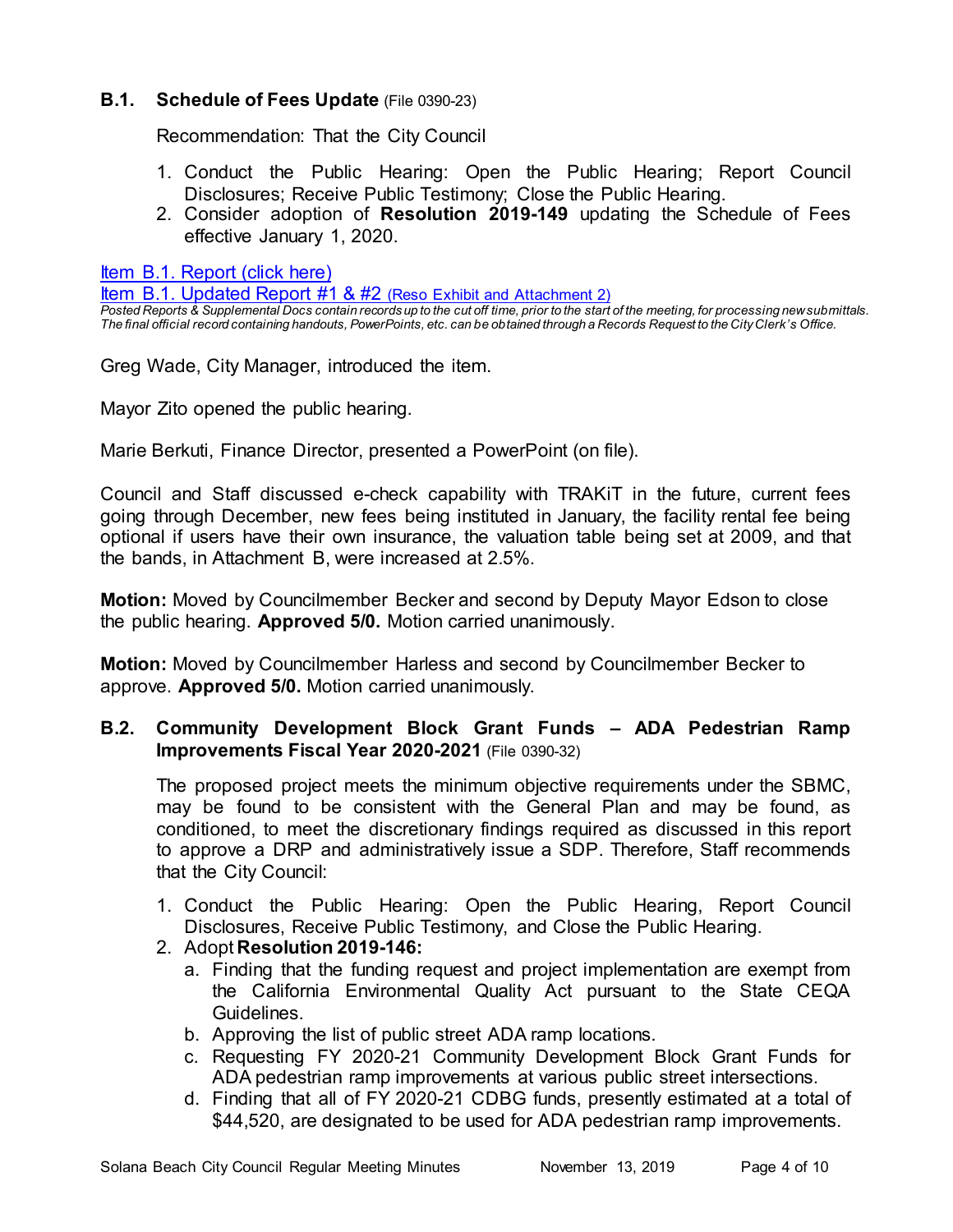### B.1. Schedule of Fees Update (File 0390-23)

Recommendation: That the City Council

1. Conduct the Public Hearing: Open the Public Hearing; Report Council Disclosures; Receive Public Testimony; Close the Public Hearing.
2. Consider adoption of **Resolution 2019-149** updating the Schedule of Fees effective January 1, 2020.

Item B.1. Report (click here)
Item B.1. Updated Report #1 & #2 (Reso Exhibit and Attachment 2)
*Posted Reports & Supplemental Docs contain records up to the cut off time, prior to the start of the meeting, for processing new submittals. The final official record containing handouts, PowerPoints, etc. can be obtained through a Records Request to the City Clerk's Office.*

Greg Wade, City Manager, introduced the item.

Mayor Zito opened the public hearing.

Marie Berkuti, Finance Director, presented a PowerPoint (on file).

Council and Staff discussed e-check capability with TRAKiT in the future, current fees going through December, new fees being instituted in January, the facility rental fee being optional if users have their own insurance, the valuation table being set at 2009, and that the bands, in Attachment B, were increased at 2.5%.

**Motion:** Moved by Councilmember Becker and second by Deputy Mayor Edson to close the public hearing. **Approved 5/0.** Motion carried unanimously.

**Motion:** Moved by Councilmember Harless and second by Councilmember Becker to approve. **Approved 5/0.** Motion carried unanimously.

### B.2. Community Development Block Grant Funds – ADA Pedestrian Ramp Improvements Fiscal Year 2020-2021 (File 0390-32)

The proposed project meets the minimum objective requirements under the SBMC, may be found to be consistent with the General Plan and may be found, as conditioned, to meet the discretionary findings required as discussed in this report to approve a DRP and administratively issue a SDP. Therefore, Staff recommends that the City Council:

1. Conduct the Public Hearing: Open the Public Hearing, Report Council Disclosures, Receive Public Testimony, and Close the Public Hearing.
2. Adopt **Resolution 2019-146:**
   a. Finding that the funding request and project implementation are exempt from the California Environmental Quality Act pursuant to the State CEQA Guidelines.
   b. Approving the list of public street ADA ramp locations.
   c. Requesting FY 2020-21 Community Development Block Grant Funds for ADA pedestrian ramp improvements at various public street intersections.
   d. Finding that all of FY 2020-21 CDBG funds, presently estimated at a total of $44,520, are designated to be used for ADA pedestrian ramp improvements.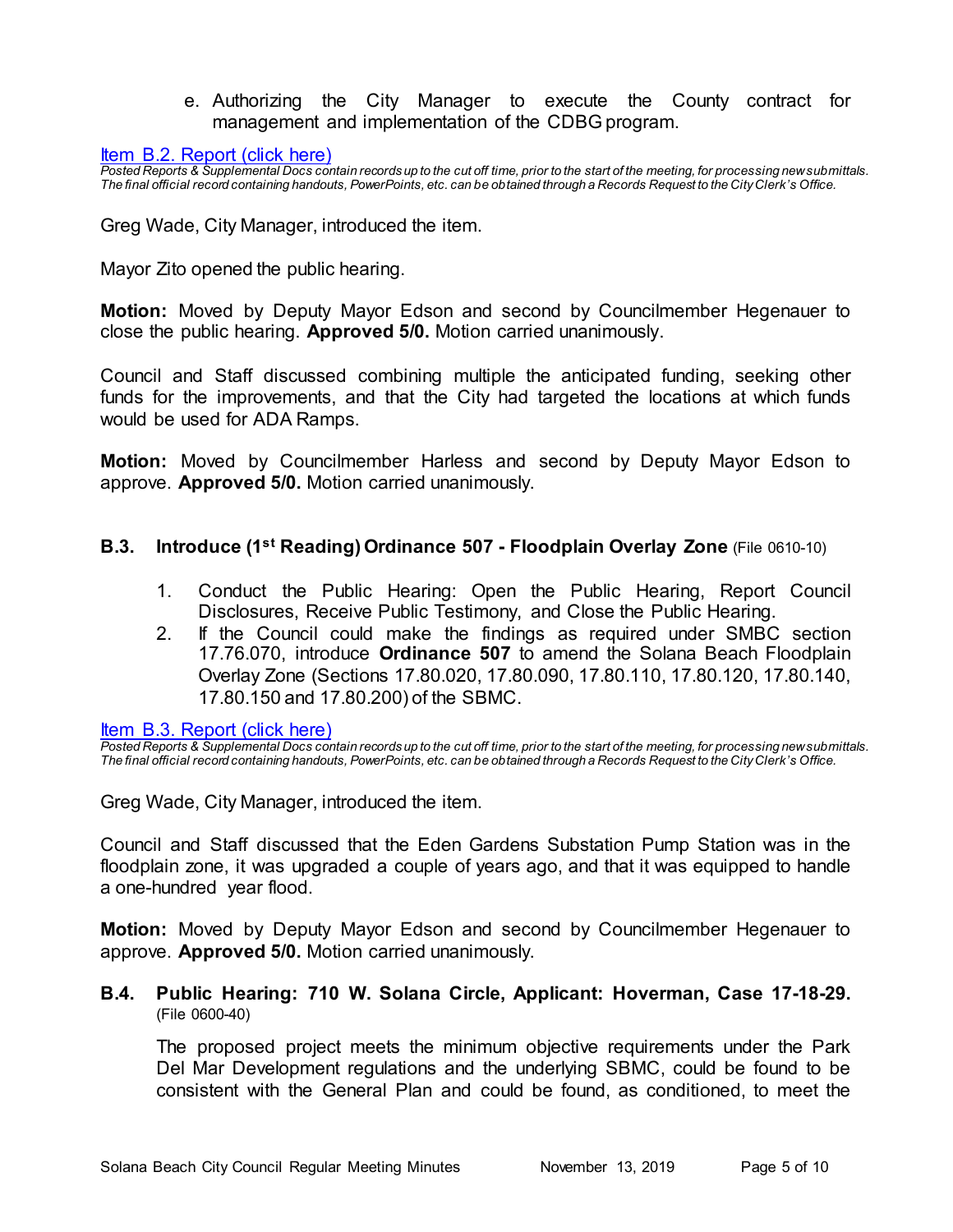e. Authorizing the City Manager to execute the County contract for management and implementation of the CDBG program.

[Item B.2. Report (click here)]

*Posted Reports & Supplemental Docs contain records up to the cut off time, prior to the start of the meeting, for processing new submittals. The final official record containing handouts, PowerPoints, etc. can be obtained through a Records Request to the City Clerk's Office.*

Greg Wade, City Manager, introduced the item.

Mayor Zito opened the public hearing.

**Motion:** Moved by Deputy Mayor Edson and second by Councilmember Hegenauer to close the public hearing. **Approved 5/0.** Motion carried unanimously.

Council and Staff discussed combining multiple the anticipated funding, seeking other funds for the improvements, and that the City had targeted the locations at which funds would be used for ADA Ramps.

**Motion:** Moved by Councilmember Harless and second by Deputy Mayor Edson to approve. **Approved 5/0.** Motion carried unanimously.

### B.3. Introduce (1st Reading) Ordinance 507 - Floodplain Overlay Zone (File 0610-10)

1. Conduct the Public Hearing: Open the Public Hearing, Report Council Disclosures, Receive Public Testimony, and Close the Public Hearing.
2. If the Council could make the findings as required under SMBC section 17.76.070, introduce **Ordinance 507** to amend the Solana Beach Floodplain Overlay Zone (Sections 17.80.020, 17.80.090, 17.80.110, 17.80.120, 17.80.140, 17.80.150 and 17.80.200) of the SBMC.

[Item B.3. Report (click here)]

*Posted Reports & Supplemental Docs contain records up to the cut off time, prior to the start of the meeting, for processing new submittals. The final official record containing handouts, PowerPoints, etc. can be obtained through a Records Request to the City Clerk's Office.*

Greg Wade, City Manager, introduced the item.

Council and Staff discussed that the Eden Gardens Substation Pump Station was in the floodplain zone, it was upgraded a couple of years ago, and that it was equipped to handle a one-hundred year flood.

**Motion:** Moved by Deputy Mayor Edson and second by Councilmember Hegenauer to approve. **Approved 5/0.** Motion carried unanimously.

### B.4. Public Hearing: 710 W. Solana Circle, Applicant: Hoverman, Case 17-18-29. (File 0600-40)

The proposed project meets the minimum objective requirements under the Park Del Mar Development regulations and the underlying SBMC, could be found to be consistent with the General Plan and could be found, as conditioned, to meet the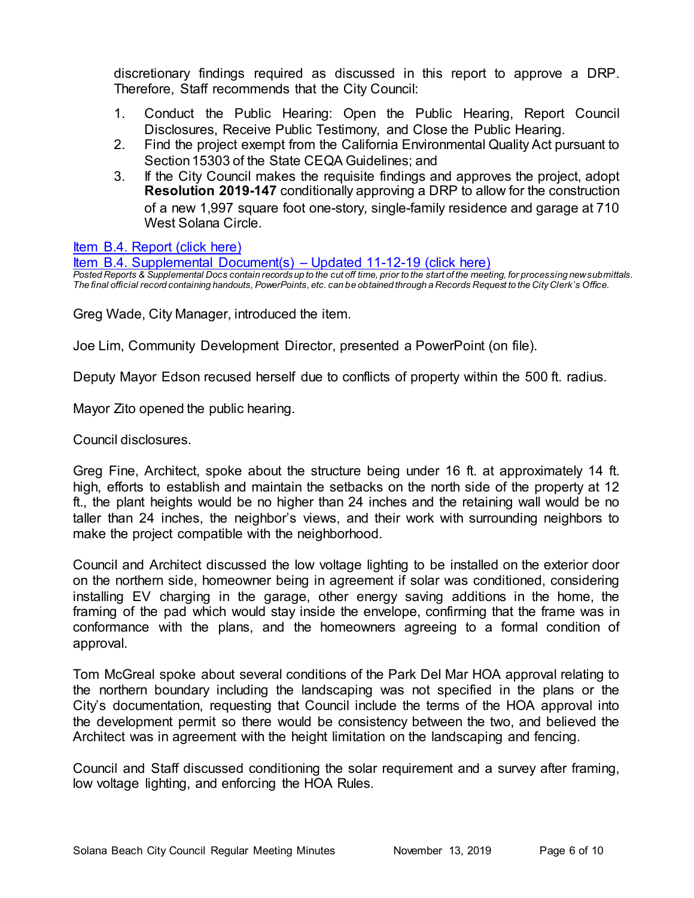discretionary findings required as discussed in this report to approve a DRP. Therefore, Staff recommends that the City Council:

1. Conduct the Public Hearing: Open the Public Hearing, Report Council Disclosures, Receive Public Testimony, and Close the Public Hearing.
2. Find the project exempt from the California Environmental Quality Act pursuant to Section 15303 of the State CEQA Guidelines; and
3. If the City Council makes the requisite findings and approves the project, adopt **Resolution 2019-147** conditionally approving a DRP to allow for the construction of a new 1,997 square foot one-story, single-family residence and garage at 710 West Solana Circle.

Item B.4. Report (click here)

Item B.4. Supplemental Document(s) – Updated 11-12-19 (click here)

*Posted Reports & Supplemental Docs contain records up to the cut off time, prior to the start of the meeting, for processing new submittals. The final official record containing handouts, PowerPoints, etc. can be obtained through a Records Request to the City Clerk's Office.*

Greg Wade, City Manager, introduced the item.

Joe Lim, Community Development Director, presented a PowerPoint (on file).

Deputy Mayor Edson recused herself due to conflicts of property within the 500 ft. radius.

Mayor Zito opened the public hearing.

Council disclosures.

Greg Fine, Architect, spoke about the structure being under 16 ft. at approximately 14 ft. high, efforts to establish and maintain the setbacks on the north side of the property at 12 ft., the plant heights would be no higher than 24 inches and the retaining wall would be no taller than 24 inches, the neighbor's views, and their work with surrounding neighbors to make the project compatible with the neighborhood.

Council and Architect discussed the low voltage lighting to be installed on the exterior door on the northern side, homeowner being in agreement if solar was conditioned, considering installing EV charging in the garage, other energy saving additions in the home, the framing of the pad which would stay inside the envelope, confirming that the frame was in conformance with the plans, and the homeowners agreeing to a formal condition of approval.

Tom McGreal spoke about several conditions of the Park Del Mar HOA approval relating to the northern boundary including the landscaping was not specified in the plans or the City's documentation, requesting that Council include the terms of the HOA approval into the development permit so there would be consistency between the two, and believed the Architect was in agreement with the height limitation on the landscaping and fencing.

Council and Staff discussed conditioning the solar requirement and a survey after framing, low voltage lighting, and enforcing the HOA Rules.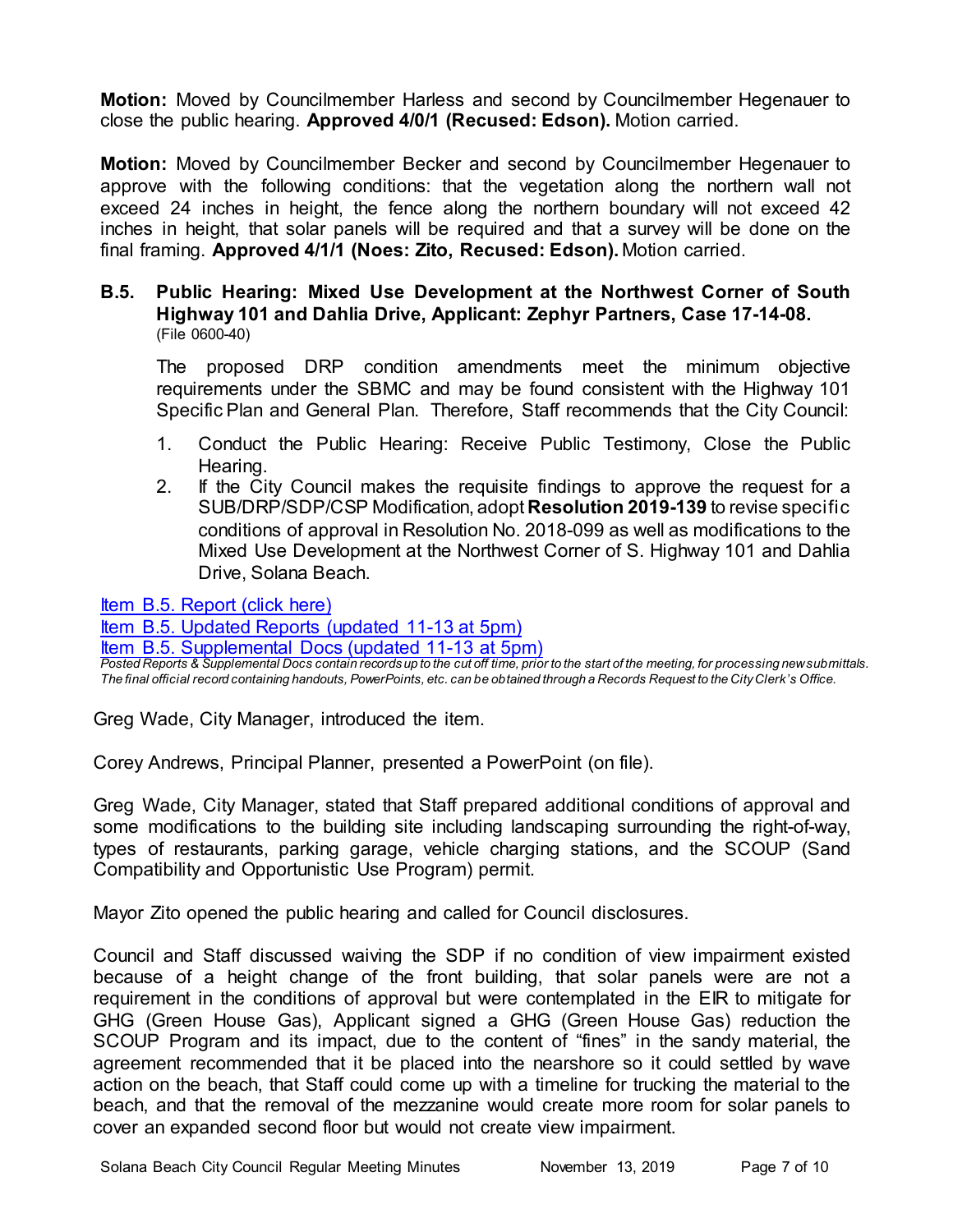**Motion:** Moved by Councilmember Harless and second by Councilmember Hegenauer to close the public hearing. **Approved 4/0/1 (Recused: Edson).** Motion carried.

**Motion:** Moved by Councilmember Becker and second by Councilmember Hegenauer to approve with the following conditions: that the vegetation along the northern wall not exceed 24 inches in height, the fence along the northern boundary will not exceed 42 inches in height, that solar panels will be required and that a survey will be done on the final framing. **Approved 4/1/1 (Noes: Zito, Recused: Edson).** Motion carried.

**B.5. Public Hearing: Mixed Use Development at the Northwest Corner of South Highway 101 and Dahlia Drive, Applicant: Zephyr Partners, Case 17-14-08.** (File 0600-40)

The proposed DRP condition amendments meet the minimum objective requirements under the SBMC and may be found consistent with the Highway 101 Specific Plan and General Plan. Therefore, Staff recommends that the City Council:

1. Conduct the Public Hearing: Receive Public Testimony, Close the Public Hearing.
2. If the City Council makes the requisite findings to approve the request for a SUB/DRP/SDP/CSP Modification, adopt **Resolution 2019-139** to revise specific conditions of approval in Resolution No. 2018-099 as well as modifications to the Mixed Use Development at the Northwest Corner of S. Highway 101 and Dahlia Drive, Solana Beach.

Item B.5. Report (click here)
Item B.5. Updated Reports (updated 11-13 at 5pm)
Item B.5. Supplemental Docs (updated 11-13 at 5pm)

*Posted Reports & Supplemental Docs contain records up to the cut off time, prior to the start of the meeting, for processing new submittals. The final official record containing handouts, PowerPoints, etc. can be obtained through a Records Request to the City Clerk's Office.*

Greg Wade, City Manager, introduced the item.

Corey Andrews, Principal Planner, presented a PowerPoint (on file).

Greg Wade, City Manager, stated that Staff prepared additional conditions of approval and some modifications to the building site including landscaping surrounding the right-of-way, types of restaurants, parking garage, vehicle charging stations, and the SCOUP (Sand Compatibility and Opportunistic Use Program) permit.

Mayor Zito opened the public hearing and called for Council disclosures.

Council and Staff discussed waiving the SDP if no condition of view impairment existed because of a height change of the front building, that solar panels were are not a requirement in the conditions of approval but were contemplated in the EIR to mitigate for GHG (Green House Gas), Applicant signed a GHG (Green House Gas) reduction the SCOUP Program and its impact, due to the content of "fines" in the sandy material, the agreement recommended that it be placed into the nearshore so it could settled by wave action on the beach, that Staff could come up with a timeline for trucking the material to the beach, and that the removal of the mezzanine would create more room for solar panels to cover an expanded second floor but would not create view impairment.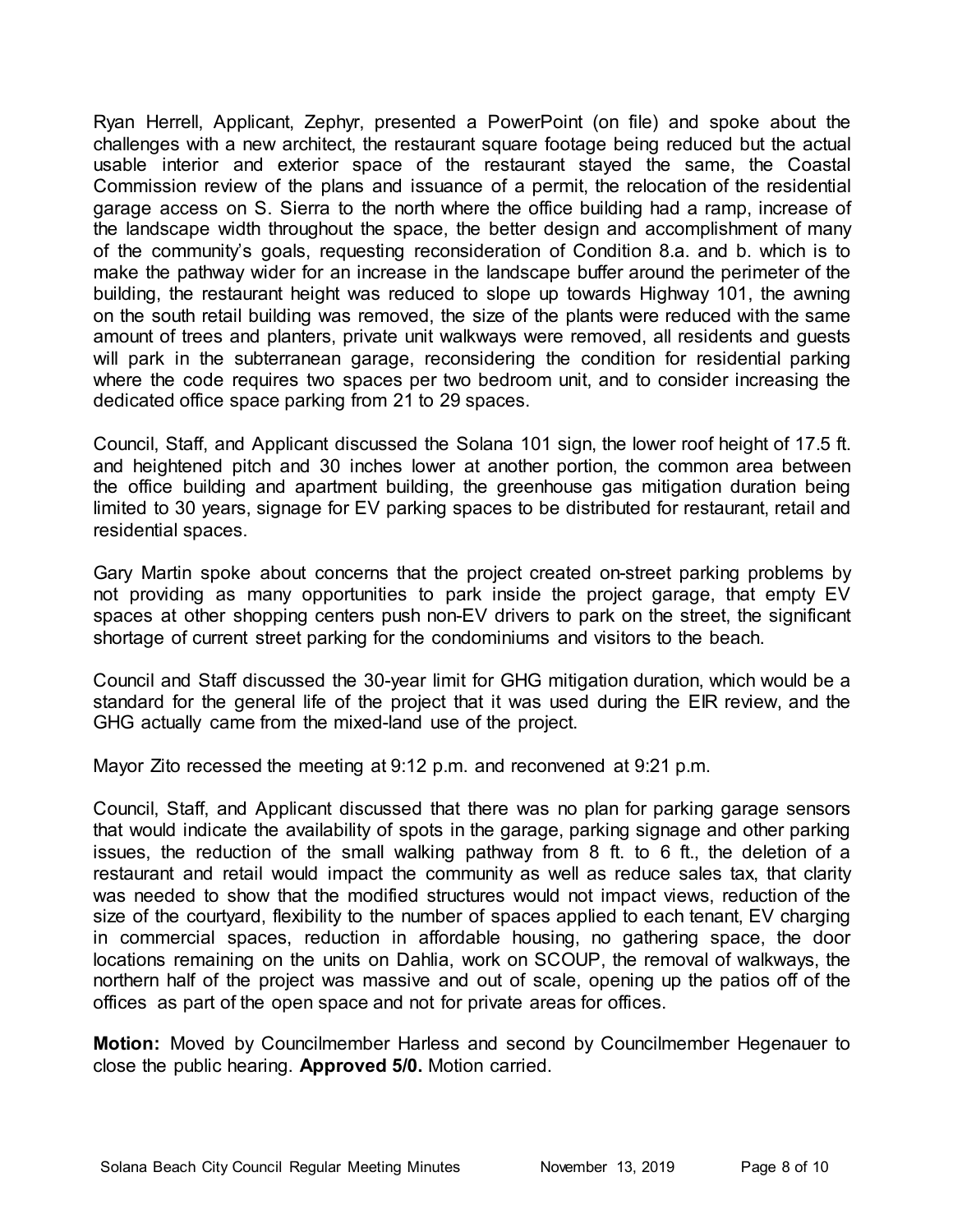Ryan Herrell, Applicant, Zephyr, presented a PowerPoint (on file) and spoke about the challenges with a new architect, the restaurant square footage being reduced but the actual usable interior and exterior space of the restaurant stayed the same, the Coastal Commission review of the plans and issuance of a permit, the relocation of the residential garage access on S. Sierra to the north where the office building had a ramp, increase of the landscape width throughout the space, the better design and accomplishment of many of the community's goals, requesting reconsideration of Condition 8.a. and b. which is to make the pathway wider for an increase in the landscape buffer around the perimeter of the building, the restaurant height was reduced to slope up towards Highway 101, the awning on the south retail building was removed, the size of the plants were reduced with the same amount of trees and planters, private unit walkways were removed, all residents and guests will park in the subterranean garage, reconsidering the condition for residential parking where the code requires two spaces per two bedroom unit, and to consider increasing the dedicated office space parking from 21 to 29 spaces.

Council, Staff, and Applicant discussed the Solana 101 sign, the lower roof height of 17.5 ft. and heightened pitch and 30 inches lower at another portion, the common area between the office building and apartment building, the greenhouse gas mitigation duration being limited to 30 years, signage for EV parking spaces to be distributed for restaurant, retail and residential spaces.

Gary Martin spoke about concerns that the project created on-street parking problems by not providing as many opportunities to park inside the project garage, that empty EV spaces at other shopping centers push non-EV drivers to park on the street, the significant shortage of current street parking for the condominiums and visitors to the beach.

Council and Staff discussed the 30-year limit for GHG mitigation duration, which would be a standard for the general life of the project that it was used during the EIR review, and the GHG actually came from the mixed-land use of the project.

Mayor Zito recessed the meeting at 9:12 p.m. and reconvened at 9:21 p.m.

Council, Staff, and Applicant discussed that there was no plan for parking garage sensors that would indicate the availability of spots in the garage, parking signage and other parking issues, the reduction of the small walking pathway from 8 ft. to 6 ft., the deletion of a restaurant and retail would impact the community as well as reduce sales tax, that clarity was needed to show that the modified structures would not impact views, reduction of the size of the courtyard, flexibility to the number of spaces applied to each tenant, EV charging in commercial spaces, reduction in affordable housing, no gathering space, the door locations remaining on the units on Dahlia, work on SCOUP, the removal of walkways, the northern half of the project was massive and out of scale, opening up the patios off of the offices as part of the open space and not for private areas for offices.

**Motion:** Moved by Councilmember Harless and second by Councilmember Hegenauer to close the public hearing. **Approved 5/0.** Motion carried.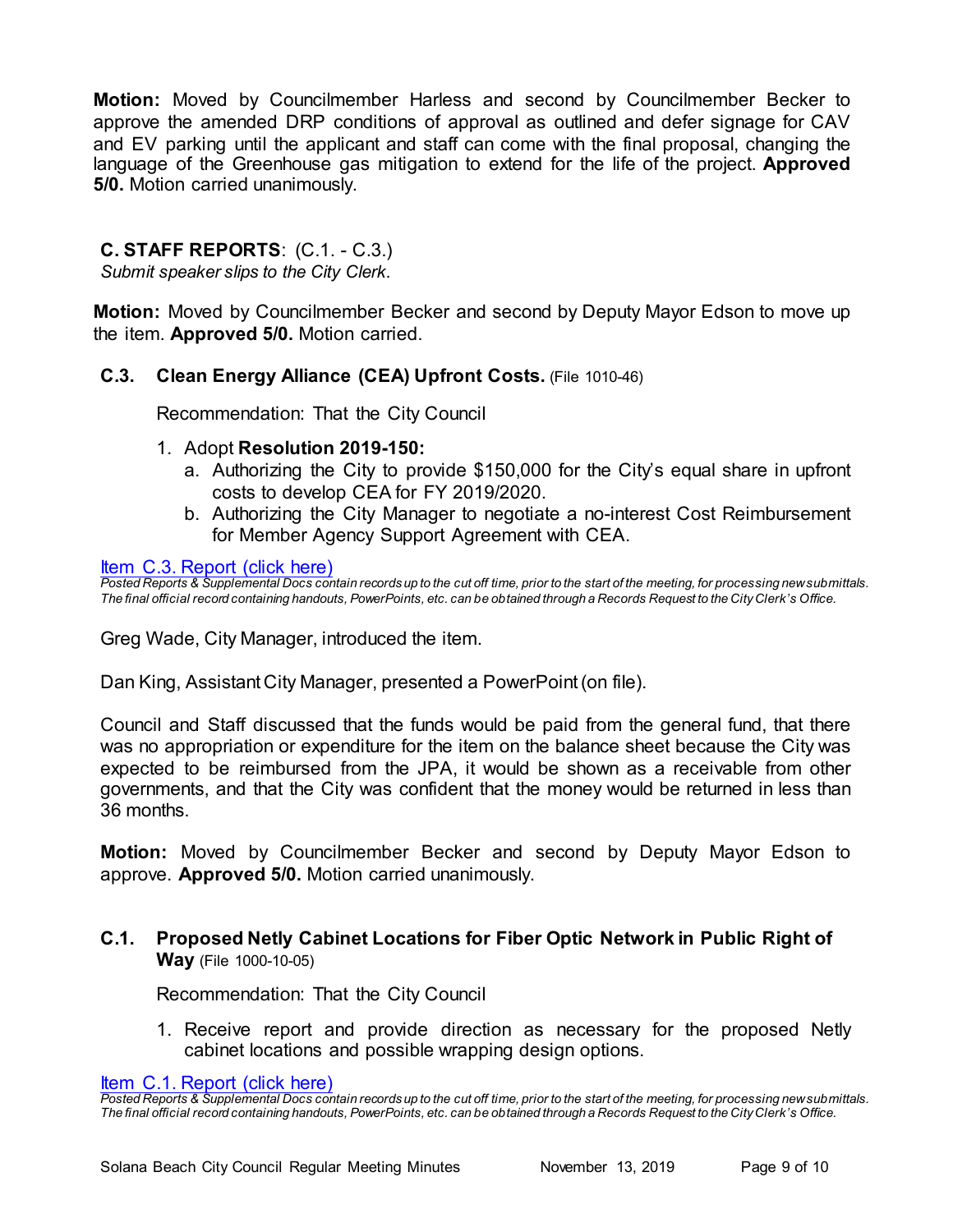**Motion:** Moved by Councilmember Harless and second by Councilmember Becker to approve the amended DRP conditions of approval as outlined and defer signage for CAV and EV parking until the applicant and staff can come with the final proposal, changing the language of the Greenhouse gas mitigation to extend for the life of the project. **Approved 5/0.** Motion carried unanimously.

## C. STAFF REPORTS: (C.1. - C.3.)

*Submit speaker slips to the City Clerk.*

**Motion:** Moved by Councilmember Becker and second by Deputy Mayor Edson to move up the item. **Approved 5/0.** Motion carried.

### C.3. Clean Energy Alliance (CEA) Upfront Costs. (File 1010-46)

Recommendation: That the City Council

1. Adopt **Resolution 2019-150:**
   a. Authorizing the City to provide $150,000 for the City's equal share in upfront costs to develop CEA for FY 2019/2020.
   b. Authorizing the City Manager to negotiate a no-interest Cost Reimbursement for Member Agency Support Agreement with CEA.

Item C.3. Report (click here)

*Posted Reports & Supplemental Docs contain records up to the cut off time, prior to the start of the meeting, for processing new submittals. The final official record containing handouts, PowerPoints, etc. can be obtained through a Records Request to the City Clerk's Office.*

Greg Wade, City Manager, introduced the item.

Dan King, Assistant City Manager, presented a PowerPoint (on file).

Council and Staff discussed that the funds would be paid from the general fund, that there was no appropriation or expenditure for the item on the balance sheet because the City was expected to be reimbursed from the JPA, it would be shown as a receivable from other governments, and that the City was confident that the money would be returned in less than 36 months.

**Motion:** Moved by Councilmember Becker and second by Deputy Mayor Edson to approve. **Approved 5/0.** Motion carried unanimously.

### C.1. Proposed Netly Cabinet Locations for Fiber Optic Network in Public Right of Way (File 1000-10-05)

Recommendation: That the City Council

1. Receive report and provide direction as necessary for the proposed Netly cabinet locations and possible wrapping design options.

Item C.1. Report (click here)

*Posted Reports & Supplemental Docs contain records up to the cut off time, prior to the start of the meeting, for processing new submittals. The final official record containing handouts, PowerPoints, etc. can be obtained through a Records Request to the City Clerk's Office.*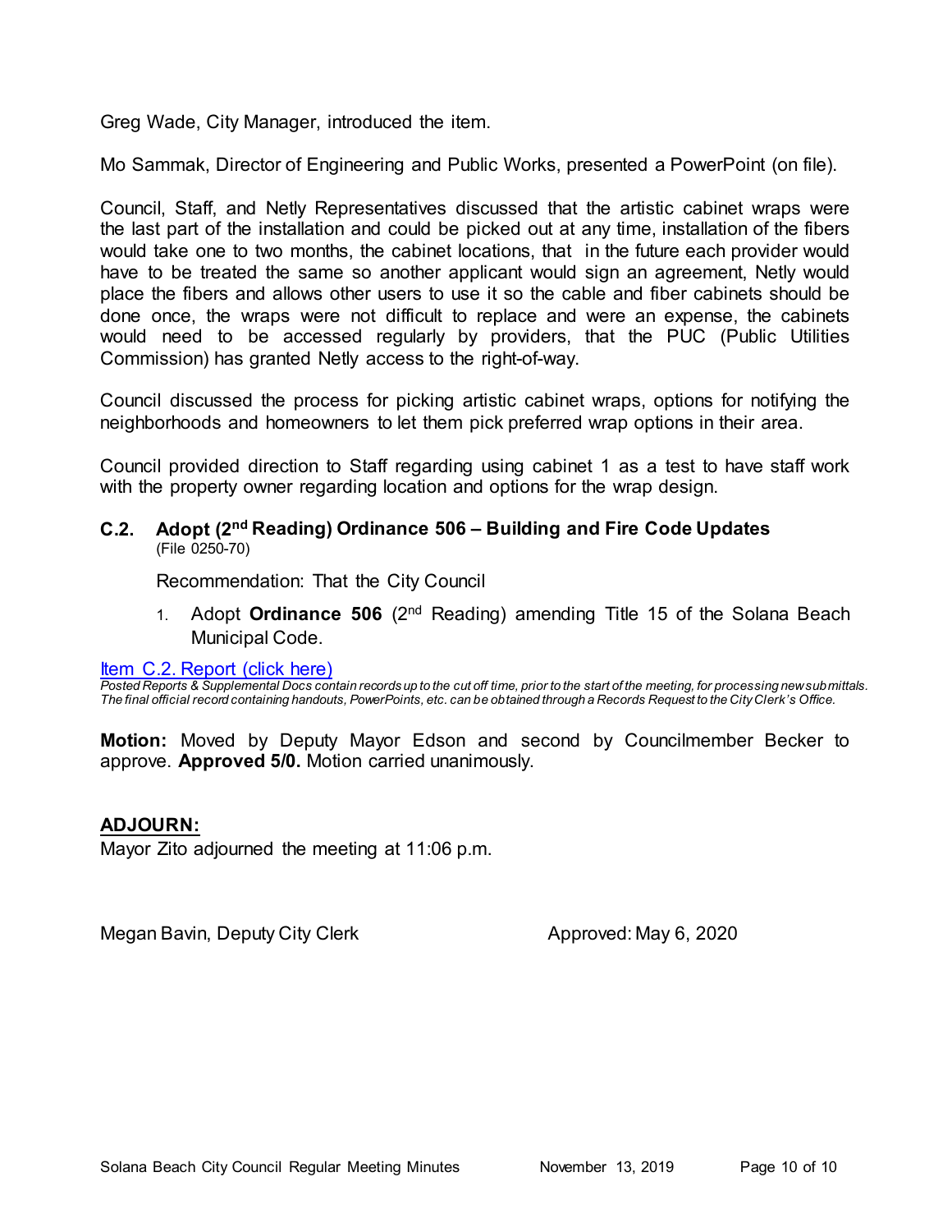Greg Wade, City Manager, introduced the item.

Mo Sammak, Director of Engineering and Public Works, presented a PowerPoint (on file).

Council, Staff, and Netly Representatives discussed that the artistic cabinet wraps were the last part of the installation and could be picked out at any time, installation of the fibers would take one to two months, the cabinet locations, that in the future each provider would have to be treated the same so another applicant would sign an agreement, Netly would place the fibers and allows other users to use it so the cable and fiber cabinets should be done once, the wraps were not difficult to replace and were an expense, the cabinets would need to be accessed regularly by providers, that the PUC (Public Utilities Commission) has granted Netly access to the right-of-way.

Council discussed the process for picking artistic cabinet wraps, options for notifying the neighborhoods and homeowners to let them pick preferred wrap options in their area.

Council provided direction to Staff regarding using cabinet 1 as a test to have staff work with the property owner regarding location and options for the wrap design.

### C.2. Adopt (2nd Reading) Ordinance 506 – Building and Fire Code Updates

(File 0250-70)

Recommendation: That the City Council

1. Adopt **Ordinance 506** (2nd Reading) amending Title 15 of the Solana Beach Municipal Code.

Item C.2. Report (click here)

*Posted Reports & Supplemental Docs contain records up to the cut off time, prior to the start of the meeting, for processing new submittals. The final official record containing handouts, PowerPoints, etc. can be obtained through a Records Request to the City Clerk's Office.*

**Motion:** Moved by Deputy Mayor Edson and second by Councilmember Becker to approve. **Approved 5/0.** Motion carried unanimously.

## ADJOURN:

Mayor Zito adjourned the meeting at 11:06 p.m.

Megan Bavin, Deputy City Clerk

Approved: May 6, 2020